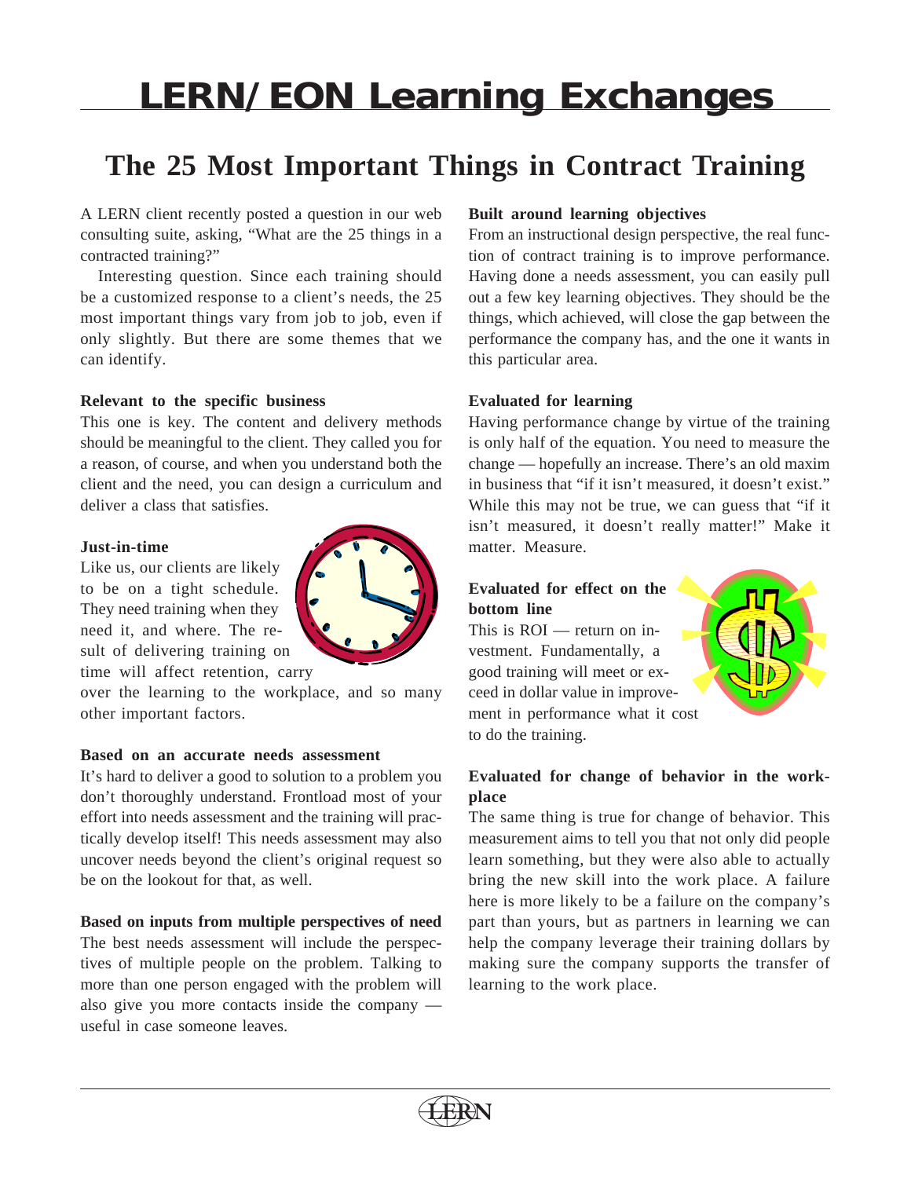# LERN/EON Learning Exchanges

## The 25 Most Important Things in Contract Training

A LERN client recently posted a question in our web consulting suite, asking, "What are the 25 things in a contracted training?"

Interesting question. Since each training should be a customized response to a client's needs, the 25 most important things vary from job to job, even if only slightly. But there are some themes that we can identify.

**Relevant to the specific business**

This one is key. The content and delivery methods should be meaningful to the client. They called you for a reason, of course, and when you understand both the client and the need, you can design a curriculum and deliver a class that satisfies.

**Just-in-time**

Like us, our clients are likely to be on a tight schedule. They need training when they need it, and where. The result of delivering training on time will affect retention, carry over the learning to the workplace, and so many other important factors.

**Based on an accurate needs assessment**

It's hard to deliver a good to solution to a problem you don't thoroughly understand. Frontload most of your effort into needs assessment and the training will practically develop itself! This needs assessment may also uncover needs beyond the client's original request so be on the lookout for that, as well.

**Based on inputs from multiple perspectives of need**

The best needs assessment will include the perspectives of multiple people on the problem. Talking to more than one person engaged with the problem will also give you more contacts inside the company — useful in case someone leaves.

**Built around learning objectives**

From an instructional design perspective, the real function of contract training is to improve performance. Having done a needs assessment, you can easily pull out a few key learning objectives. They should be the things, which achieved, will close the gap between the performance the company has, and the one it wants in this particular area.

**Evaluated for learning**

Having performance change by virtue of the training is only half of the equation. You need to measure the change — hopefully an increase. There's an old maxim in business that "if it isn't measured, it doesn't exist." While this may not be true, we can guess that "if it isn't measured, it doesn't really matter!" Make it matter. Measure.

**Evaluated for effect on the bottom line**

This is ROI — return on investment. Fundamentally, a good training will meet or exceed in dollar value in improvement in performance what it cost to do the training.

**Evaluated for change of behavior in the workplace**

The same thing is true for change of behavior. This measurement aims to tell you that not only did people learn something, but they were also able to actually bring the new skill into the work place. A failure here is more likely to be a failure on the company's part than yours, but as partners in learning we can help the company leverage their training dollars by making sure the company supports the transfer of learning to the work place.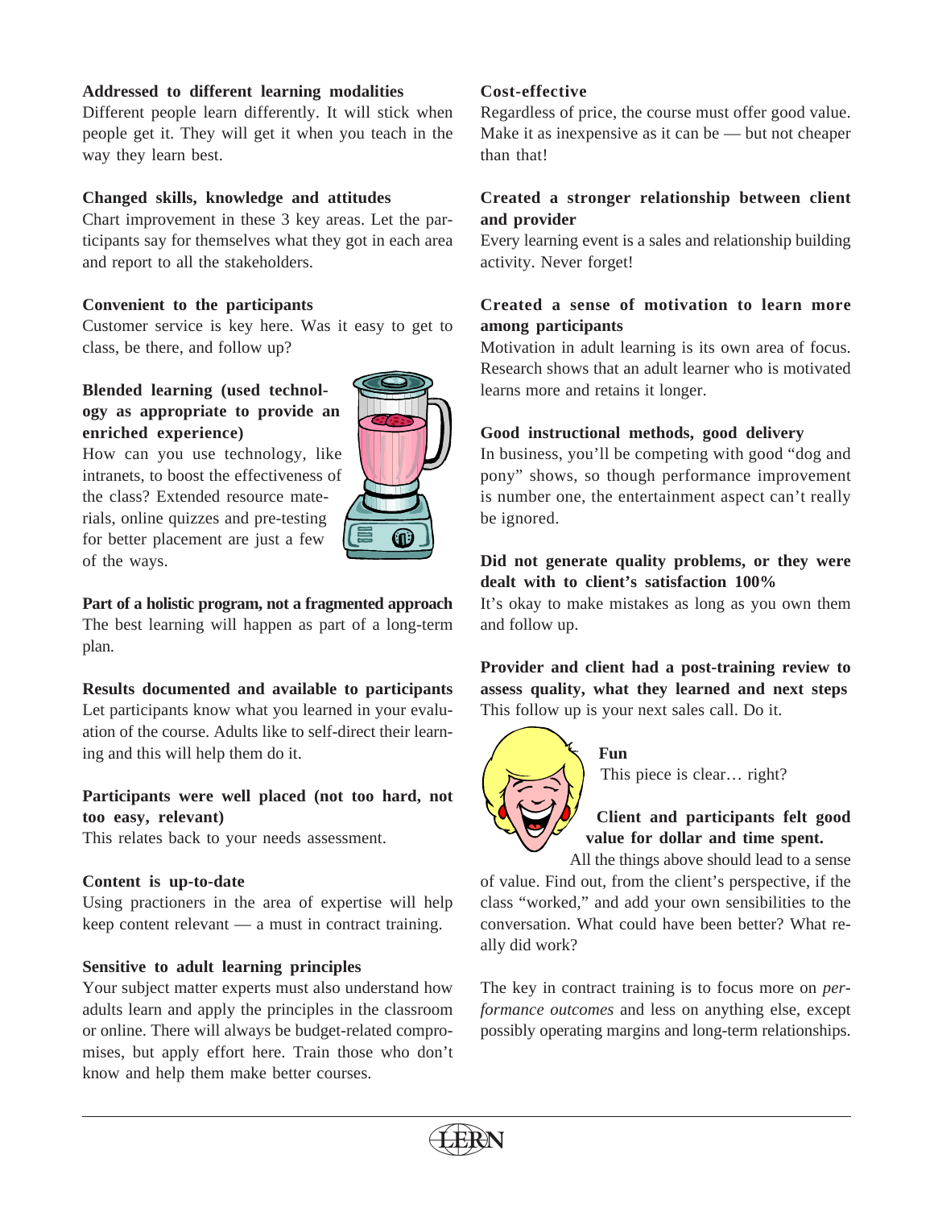**Addressed to different learning modalities**
Different people learn differently. It will stick when people get it. They will get it when you teach in the way they learn best.

**Changed skills, knowledge and attitudes**
Chart improvement in these 3 key areas. Let the participants say for themselves what they got in each area and report to all the stakeholders.

**Convenient to the participants**
Customer service is key here. Was it easy to get to class, be there, and follow up?

**Blended learning (used technology as appropriate to provide an enriched experience)**
How can you use technology, like intranets, to boost the effectiveness of the class? Extended resource materials, online quizzes and pre-testing for better placement are just a few of the ways.

**Part of a holistic program, not a fragmented approach**
The best learning will happen as part of a long-term plan.

**Results documented and available to participants**
Let participants know what you learned in your evaluation of the course. Adults like to self-direct their learning and this will help them do it.

**Participants were well placed (not too hard, not too easy, relevant)**
This relates back to your needs assessment.

**Content is up-to-date**
Using practioners in the area of expertise will help keep content relevant — a must in contract training.

**Sensitive to adult learning principles**
Your subject matter experts must also understand how adults learn and apply the principles in the classroom or online. There will always be budget-related compromises, but apply effort here. Train those who don't know and help them make better courses.

**Cost-effective**
Regardless of price, the course must offer good value. Make it as inexpensive as it can be — but not cheaper than that!

**Created a stronger relationship between client and provider**
Every learning event is a sales and relationship building activity. Never forget!

**Created a sense of motivation to learn more among participants**
Motivation in adult learning is its own area of focus. Research shows that an adult learner who is motivated learns more and retains it longer.

**Good instructional methods, good delivery**
In business, you'll be competing with good "dog and pony" shows, so though performance improvement is number one, the entertainment aspect can't really be ignored.

**Did not generate quality problems, or they were dealt with to client's satisfaction 100%**
It's okay to make mistakes as long as you own them and follow up.

**Provider and client had a post-training review to assess quality, what they learned and next steps**
This follow up is your next sales call. Do it.

**Fun**
This piece is clear… right?

**Client and participants felt good value for dollar and time spent.**
All the things above should lead to a sense of value. Find out, from the client's perspective, if the class "worked," and add your own sensibilities to the conversation. What could have been better? What really did work?

The key in contract training is to focus more on *performance outcomes* and less on anything else, except possibly operating margins and long-term relationships.